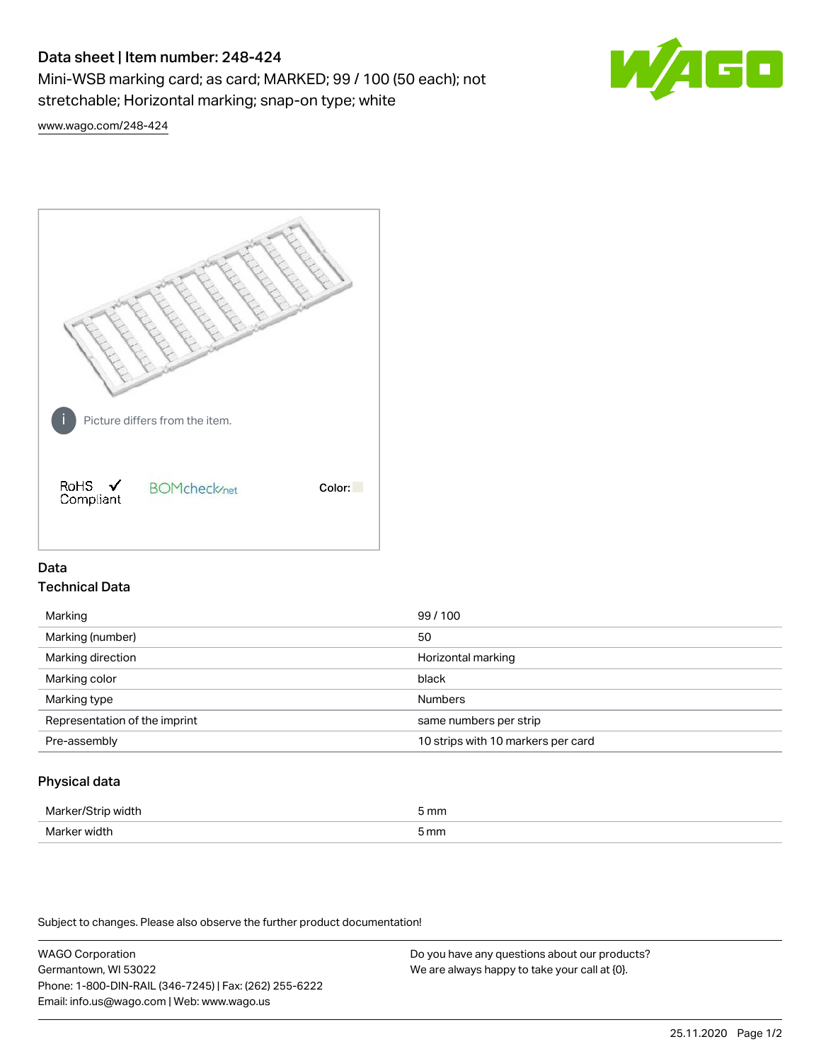# Data sheet | Item number: 248-424

Mini-WSB marking card; as card; MARKED; 99 / 100 (50 each); not stretchable; Horizontal marking; snap-on type; white

www.wago.com/248-424

Picture differs from the item.

RoHS ✓ Compliant

BOMcheck.net

Color:

## Data

### Technical Data

| | |
|---|---|
| Marking | 99 / 100 |
| Marking (number) | 50 |
| Marking direction | Horizontal marking |
| Marking color | black |
| Marking type | Numbers |
| Representation of the imprint | same numbers per strip |
| Pre-assembly | 10 strips with 10 markers per card |

### Physical data

| | |
|---|---|
| Marker/Strip width | 5 mm |
| Marker width | 5 mm |

Subject to changes. Please also observe the further product documentation!

WAGO Corporation
Germantown, WI 53022
Phone: 1-800-DIN-RAIL (346-7245) | Fax: (262) 255-6222
Email: info.us@wago.com | Web: www.wago.us

Do you have any questions about our products?
We are always happy to take your call at {0}.

25.11.2020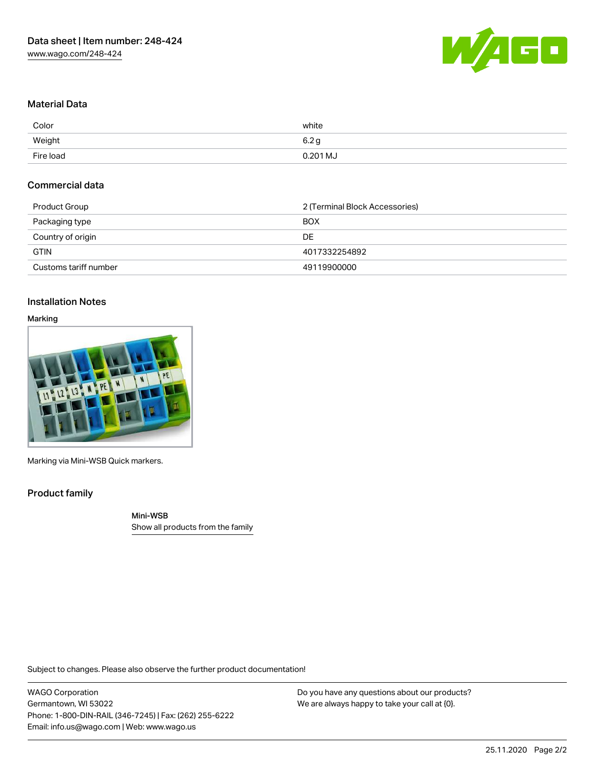Data sheet | Item number: 248-424
www.wago.com/248-424

## Material Data

| | |
|---|---|
| Color | white |
| Weight | 6.2 g |
| Fire load | 0.201 MJ |

## Commercial data

| | |
|---|---|
| Product Group | 2 (Terminal Block Accessories) |
| Packaging type | BOX |
| Country of origin | DE |
| GTIN | 4017332254892 |
| Customs tariff number | 49119900000 |

## Installation Notes

### Marking

Marking via Mini-WSB Quick markers.

## Product family

Mini-WSB
Show all products from the family

Subject to changes. Please also observe the further product documentation!

WAGO Corporation
Germantown, WI 53022
Phone: 1-800-DIN-RAIL (346-7245) | Fax: (262) 255-6222
Email: info.us@wago.com | Web: www.wago.us

Do you have any questions about our products?
We are always happy to take your call at {0}.

25.11.2020